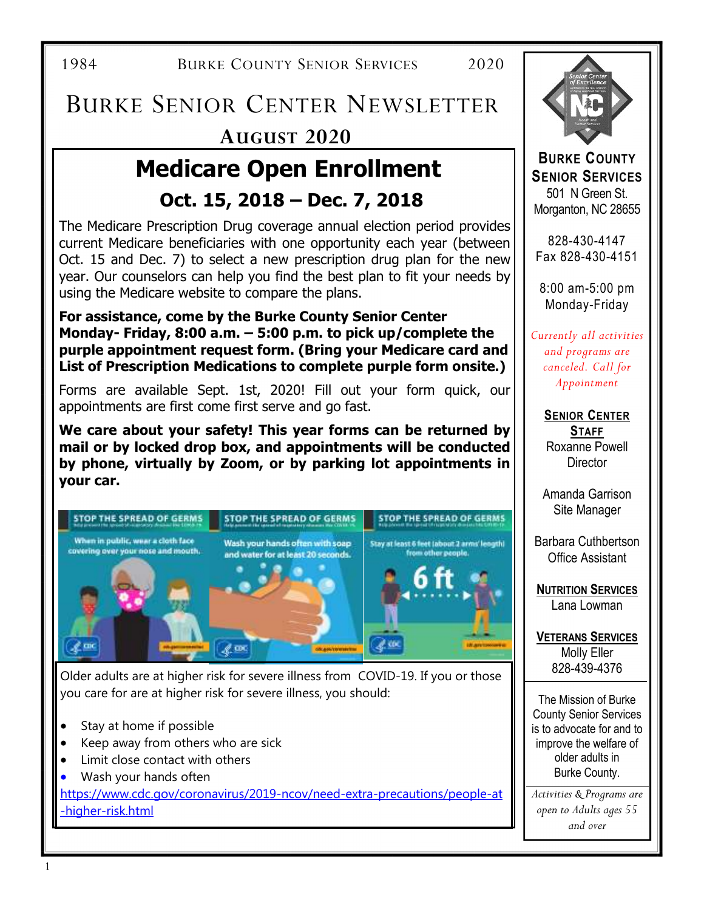1984 BURKE COUNTY SENIOR SERVICES 2020

# BURKE SENIOR CENTER NEWSLETTER

## AUGUST 2020

# Medicare Open Enrollment

## Oct. 15, 2018 – Dec. 7, 2018

The Medicare Prescription Drug coverage annual election period provides current Medicare beneficiaries with one opportunity each year (between Oct. 15 and Dec. 7) to select a new prescription drug plan for the new year. Our counselors can help you find the best plan to fit your needs by using the Medicare website to compare the plans.

**For assistance, come by the Burke County Senior Center Monday- Friday, 8:00 a.m. – 5:00 p.m. to pick up/complete the purple appointment request form. (Bring your Medicare card and List of Prescription Medications to complete purple form onsite.)**

Forms are available Sept. 1st, 2020! Fill out your form quick, our appointments are first come first serve and go fast.

**We care about your safety! This year forms can be returned by mail or by locked drop box, and appointments will be conducted by phone, virtually by Zoom, or by parking lot appointments in your car.**

Older adults are at higher risk for severe illness from COVID-19. If you or those you care for are at higher risk for severe illness, you should:

- Stay at home if possible
- Keep away from others who are sick
- Limit close contact with others
- Wash your hands often

https://www.cdc.gov/coronavirus/2019-ncov/need-extra-precautions/people-at-higher-risk.html

**BURKE COUNTY SENIOR SERVICES**
501 N Green St.
Morganton, NC 28655

828-430-4147
Fax 828-430-4151

8:00 am-5:00 pm
Monday-Friday

*Currently all activities and programs are canceled. Call for Appointment*

**SENIOR CENTER STAFF**
Roxanne Powell
Director

Amanda Garrison
Site Manager

Barbara Cuthbertson
Office Assistant

**NUTRITION SERVICES**
Lana Lowman

**VETERANS SERVICES**
Molly Eller
828-439-4376

The Mission of Burke County Senior Services is to advocate for and to improve the welfare of older adults in Burke County.

*Activities & Programs are open to Adults ages 55 and over*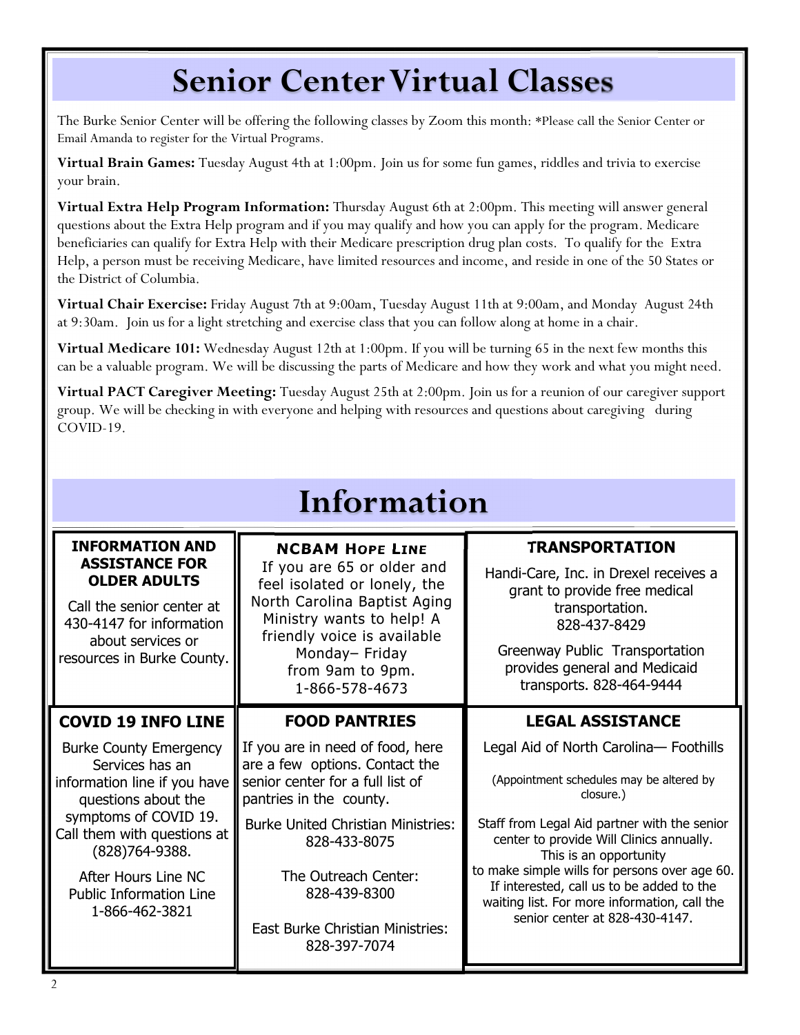# Senior Center Virtual Classes

The Burke Senior Center will be offering the following classes by Zoom this month: *Please call the Senior Center or Email Amanda to register for the Virtual Programs.

**Virtual Brain Games:** Tuesday August 4th at 1:00pm. Join us for some fun games, riddles and trivia to exercise your brain.

**Virtual Extra Help Program Information:** Thursday August 6th at 2:00pm. This meeting will answer general questions about the Extra Help program and if you may qualify and how you can apply for the program. Medicare beneficiaries can qualify for Extra Help with their Medicare prescription drug plan costs. To qualify for the Extra Help, a person must be receiving Medicare, have limited resources and income, and reside in one of the 50 States or the District of Columbia.

**Virtual Chair Exercise:** Friday August 7th at 9:00am, Tuesday August 11th at 9:00am, and Monday August 24th at 9:30am. Join us for a light stretching and exercise class that you can follow along at home in a chair.

**Virtual Medicare 101:** Wednesday August 12th at 1:00pm. If you will be turning 65 in the next few months this can be a valuable program. We will be discussing the parts of Medicare and how they work and what you might need.

**Virtual PACT Caregiver Meeting:** Tuesday August 25th at 2:00pm. Join us for a reunion of our caregiver support group. We will be checking in with everyone and helping with resources and questions about caregiving during COVID-19.

# Information

### INFORMATION AND ASSISTANCE FOR OLDER ADULTS

Call the senior center at 430-4147 for information about services or resources in Burke County.

### NCBAM HOPE LINE

If you are 65 or older and feel isolated or lonely, the North Carolina Baptist Aging Ministry wants to help! A friendly voice is available Monday– Friday from 9am to 9pm.
1-866-578-4673

### TRANSPORTATION

Handi-Care, Inc. in Drexel receives a grant to provide free medical transportation.
828-437-8429

Greenway Public Transportation provides general and Medicaid transports. 828-464-9444

### COVID 19 INFO LINE

Burke County Emergency Services has an information line if you have questions about the symptoms of COVID 19. Call them with questions at (828)764-9388.

After Hours Line NC Public Information Line
1-866-462-3821

### FOOD PANTRIES

If you are in need of food, here are a few options. Contact the senior center for a full list of pantries in the county.

Burke United Christian Ministries: 828-433-8075

The Outreach Center: 828-439-8300

East Burke Christian Ministries: 828-397-7074

### LEGAL ASSISTANCE

Legal Aid of North Carolina— Foothills

(Appointment schedules may be altered by closure.)

Staff from Legal Aid partner with the senior center to provide Will Clinics annually. This is an opportunity to make simple wills for persons over age 60. If interested, call us to be added to the waiting list. For more information, call the senior center at 828-430-4147.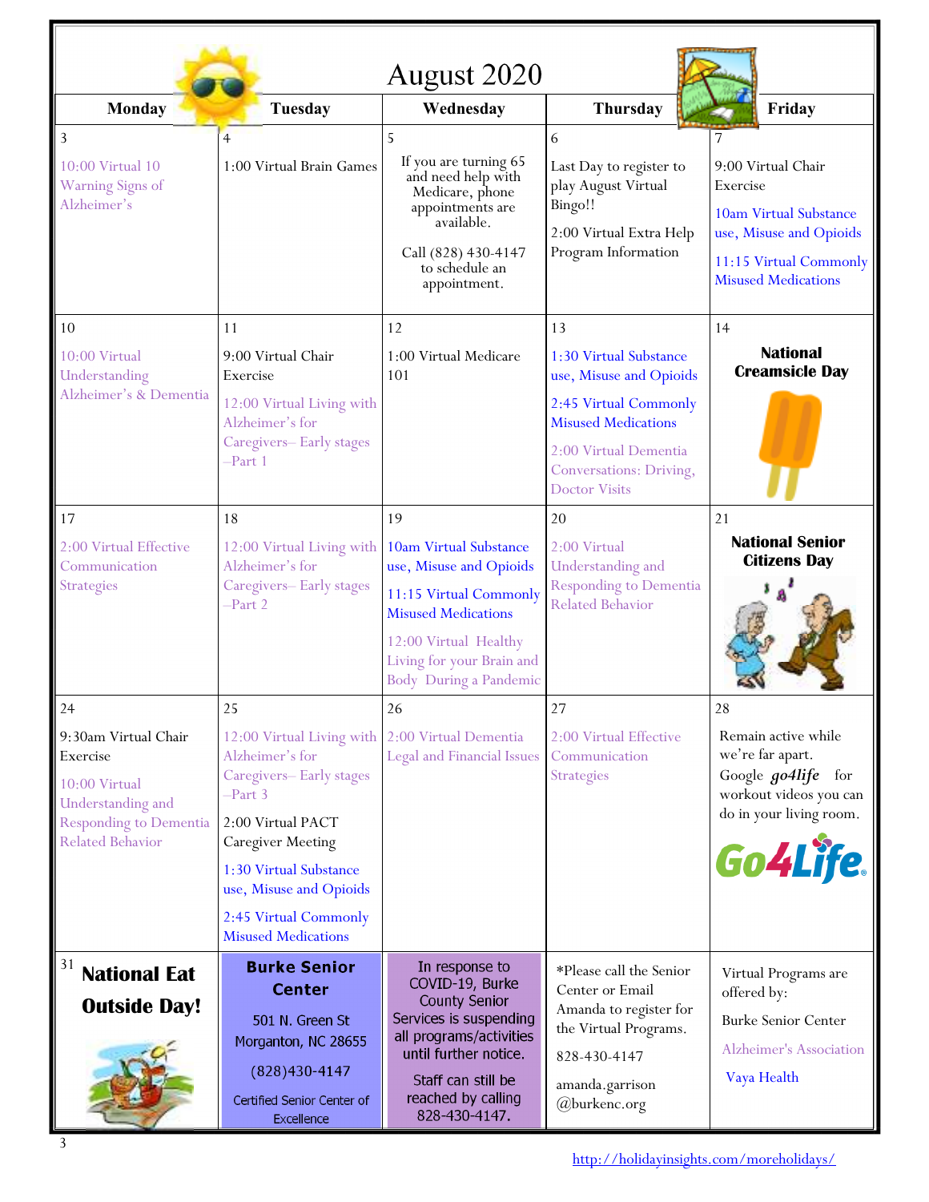# August 2020

| Monday | Tuesday | Wednesday | Thursday | Friday |
|---|---|---|---|---|
| 3<br>10:00 Virtual 10 Warning Signs of Alzheimer's | 4<br>1:00 Virtual Brain Games | 5<br>If you are turning 65 and need help with Medicare, phone appointments are available.<br>Call (828) 430-4147 to schedule an appointment. | 6<br>Last Day to register to play August Virtual Bingo!!<br>2:00 Virtual Extra Help Program Information | 7<br>9:00 Virtual Chair Exercise<br>10am Virtual Substance use, Misuse and Opioids<br>11:15 Virtual Commonly Misused Medications |
| 10<br>10:00 Virtual Understanding Alzheimer's & Dementia | 11<br>9:00 Virtual Chair Exercise<br>12:00 Virtual Living with Alzheimer's for Caregivers– Early stages –Part 1 | 12<br>1:00 Virtual Medicare 101 | 13<br>1:30 Virtual Substance use, Misuse and Opioids<br>2:45 Virtual Commonly Misused Medications<br>2:00 Virtual Dementia Conversations: Driving, Doctor Visits | 14<br>**National Creamsicle Day** |
| 17<br>2:00 Virtual Effective Communication Strategies | 18<br>12:00 Virtual Living with Alzheimer's for Caregivers– Early stages –Part 2 | 19<br>10am Virtual Substance use, Misuse and Opioids<br>11:15 Virtual Commonly Misused Medications<br>12:00 Virtual Healthy Living for your Brain and Body During a Pandemic | 20<br>2:00 Virtual Understanding and Responding to Dementia Related Behavior | 21<br>**National Senior Citizens Day** |
| 24<br>9:30am Virtual Chair Exercise<br>10:00 Virtual Understanding and Responding to Dementia Related Behavior | 25<br>12:00 Virtual Living with Alzheimer's for Caregivers– Early stages –Part 3<br>2:00 Virtual PACT Caregiver Meeting<br>1:30 Virtual Substance use, Misuse and Opioids<br>2:45 Virtual Commonly Misused Medications | 26<br>2:00 Virtual Dementia Legal and Financial Issues | 27<br>2:00 Virtual Effective Communication Strategies | 28<br>Remain active while we're far apart.<br>Google ***go4life*** for workout videos you can do in your living room.<br>Go4Life |
| 31<br>**National Eat Outside Day!** | **Burke Senior Center**<br>501 N. Green St<br>Morganton, NC 28655<br>(828)430-4147<br>Certified Senior Center of Excellence | In response to COVID-19, Burke County Senior Services is suspending all programs/activities until further notice.<br>Staff can still be reached by calling 828-430-4147. | *Please call the Senior Center or Email Amanda to register for the Virtual Programs.<br>828-430-4147<br>amanda.garrison @burkenc.org | Virtual Programs are offered by:<br>Burke Senior Center<br>Alzheimer's Association<br>Vaya Health |

http://holidayinsights.com/moreholidays/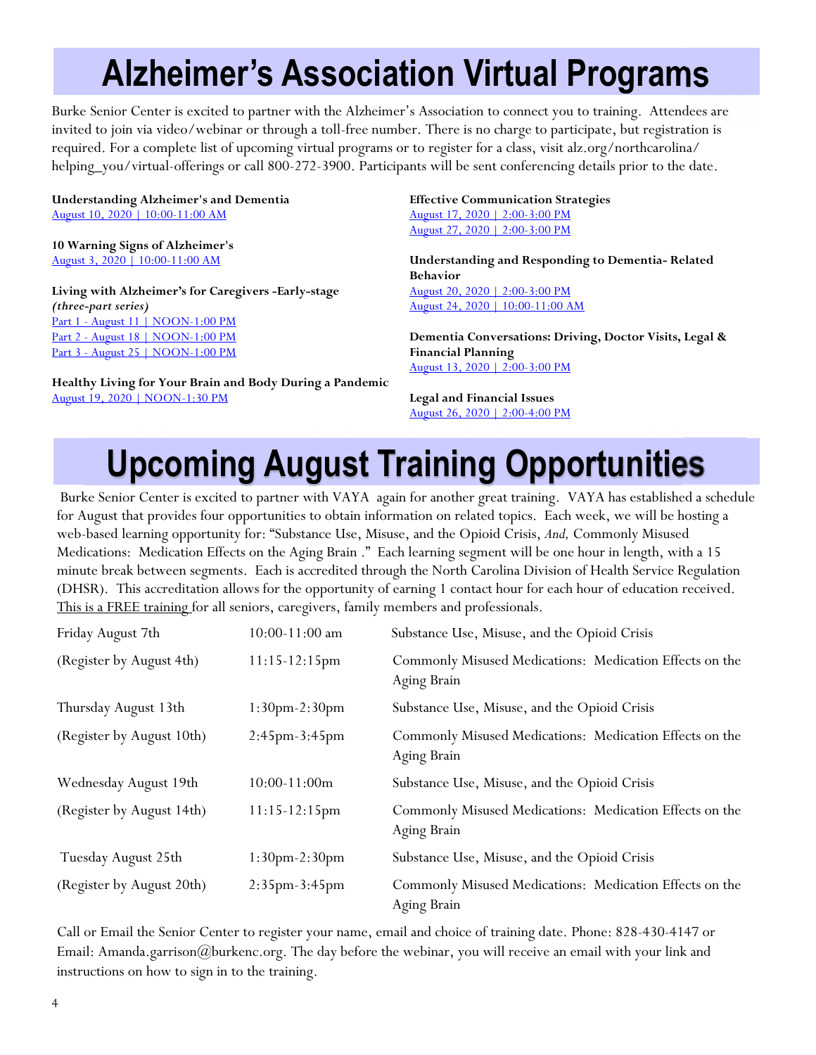# Alzheimer's Association Virtual Programs

Burke Senior Center is excited to partner with the Alzheimer's Association to connect you to training. Attendees are invited to join via video/webinar or through a toll-free number. There is no charge to participate, but registration is required. For a complete list of upcoming virtual programs or to register for a class, visit alz.org/northcarolina/helping_you/virtual-offerings or call 800-272-3900. Participants will be sent conferencing details prior to the date.

**Understanding Alzheimer's and Dementia**
August 10, 2020 | 10:00-11:00 AM

**10 Warning Signs of Alzheimer's**
August 3, 2020 | 10:00-11:00 AM

**Living with Alzheimer's for Caregivers -Early-stage**
***(three-part series)***
Part 1 - August 11 | NOON-1:00 PM
Part 2 - August 18 | NOON-1:00 PM
Part 3 - August 25 | NOON-1:00 PM

**Healthy Living for Your Brain and Body During a Pandemic**
August 19, 2020 | NOON-1:30 PM

**Effective Communication Strategies**
August 17, 2020 | 2:00-3:00 PM
August 27, 2020 | 2:00-3:00 PM

**Understanding and Responding to Dementia- Related Behavior**
August 20, 2020 | 2:00-3:00 PM
August 24, 2020 | 10:00-11:00 AM

**Dementia Conversations: Driving, Doctor Visits, Legal & Financial Planning**
August 13, 2020 | 2:00-3:00 PM

**Legal and Financial Issues**
August 26, 2020 | 2:00-4:00 PM

# Upcoming August Training Opportunities

Burke Senior Center is excited to partner with VAYA again for another great training. VAYA has established a schedule for August that provides four opportunities to obtain information on related topics. Each week, we will be hosting a web-based learning opportunity for: "Substance Use, Misuse, and the Opioid Crisis, *And,* Commonly Misused Medications: Medication Effects on the Aging Brain ." Each learning segment will be one hour in length, with a 15 minute break between segments. Each is accredited through the North Carolina Division of Health Service Regulation (DHSR). This accreditation allows for the opportunity of earning 1 contact hour for each hour of education received. This is a FREE training for all seniors, caregivers, family members and professionals.

| | | |
|---|---|---|
| Friday August 7th | 10:00-11:00 am | Substance Use, Misuse, and the Opioid Crisis |
| (Register by August 4th) | 11:15-12:15pm | Commonly Misused Medications: Medication Effects on the Aging Brain |
| Thursday August 13th | 1:30pm-2:30pm | Substance Use, Misuse, and the Opioid Crisis |
| (Register by August 10th) | 2:45pm-3:45pm | Commonly Misused Medications: Medication Effects on the Aging Brain |
| Wednesday August 19th | 10:00-11:00m | Substance Use, Misuse, and the Opioid Crisis |
| (Register by August 14th) | 11:15-12:15pm | Commonly Misused Medications: Medication Effects on the Aging Brain |
| Tuesday August 25th | 1:30pm-2:30pm | Substance Use, Misuse, and the Opioid Crisis |
| (Register by August 20th) | 2:35pm-3:45pm | Commonly Misused Medications: Medication Effects on the Aging Brain |

Call or Email the Senior Center to register your name, email and choice of training date. Phone: 828-430-4147 or Email: Amanda.garrison@burkenc.org. The day before the webinar, you will receive an email with your link and instructions on how to sign in to the training.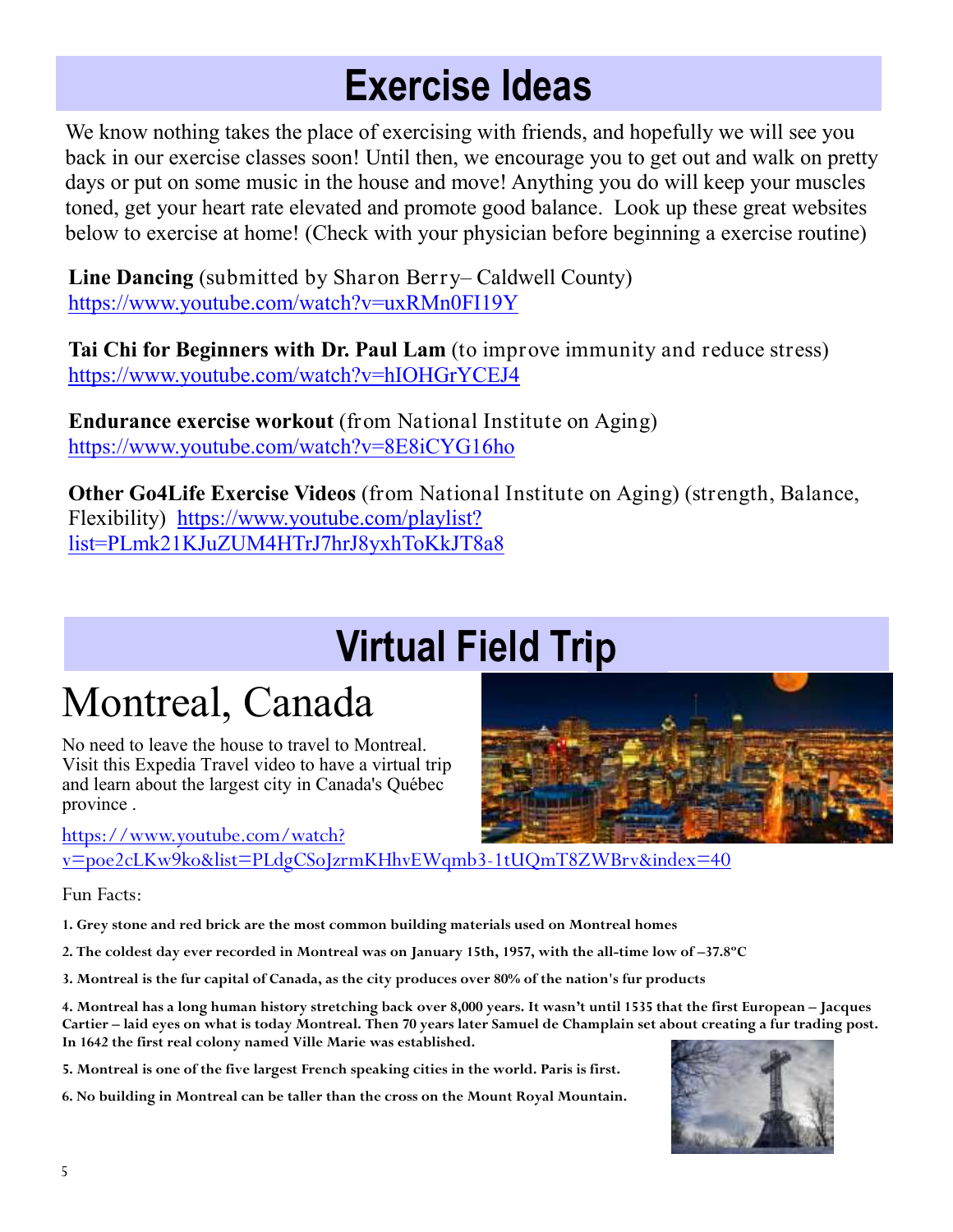# Exercise Ideas

We know nothing takes the place of exercising with friends, and hopefully we will see you back in our exercise classes soon! Until then, we encourage you to get out and walk on pretty days or put on some music in the house and move! Anything you do will keep your muscles toned, get your heart rate elevated and promote good balance. Look up these great websites below to exercise at home! (Check with your physician before beginning a exercise routine)

**Line Dancing** (submitted by Sharon Berry– Caldwell County)
https://www.youtube.com/watch?v=uxRMn0FI19Y

**Tai Chi for Beginners with Dr. Paul Lam** (to improve immunity and reduce stress)
https://www.youtube.com/watch?v=hIOHGrYCEJ4

**Endurance exercise workout** (from National Institute on Aging)
https://www.youtube.com/watch?v=8E8iCYG16ho

**Other Go4Life Exercise Videos** (from National Institute on Aging) (strength, Balance, Flexibility) https://www.youtube.com/playlist?list=PLmk21KJuZUM4HTrJ7hrJ8yxhToKkJT8a8

# Virtual Field Trip

## Montreal, Canada

No need to leave the house to travel to Montreal. Visit this Expedia Travel video to have a virtual trip and learn about the largest city in Canada's Québec province .

https://www.youtube.com/watch?v=poe2cLKw9ko&list=PLdgCSoJzrmKHhvEWqmb3-1tUQmT8ZWBrv&index=40

Fun Facts:

1. **Grey stone and red brick are the most common building materials used on Montreal homes**
2. **The coldest day ever recorded in Montreal was on January 15th, 1957, with the all-time low of –37.8ºC**
3. **Montreal is the fur capital of Canada, as the city produces over 80% of the nation's fur products**
4. **Montreal has a long human history stretching back over 8,000 years. It wasn't until 1535 that the first European – Jacques Cartier – laid eyes on what is today Montreal. Then 70 years later Samuel de Champlain set about creating a fur trading post. In 1642 the first real colony named Ville Marie was established.**
5. **Montreal is one of the five largest French speaking cities in the world. Paris is first.**
6. **No building in Montreal can be taller than the cross on the Mount Royal Mountain.**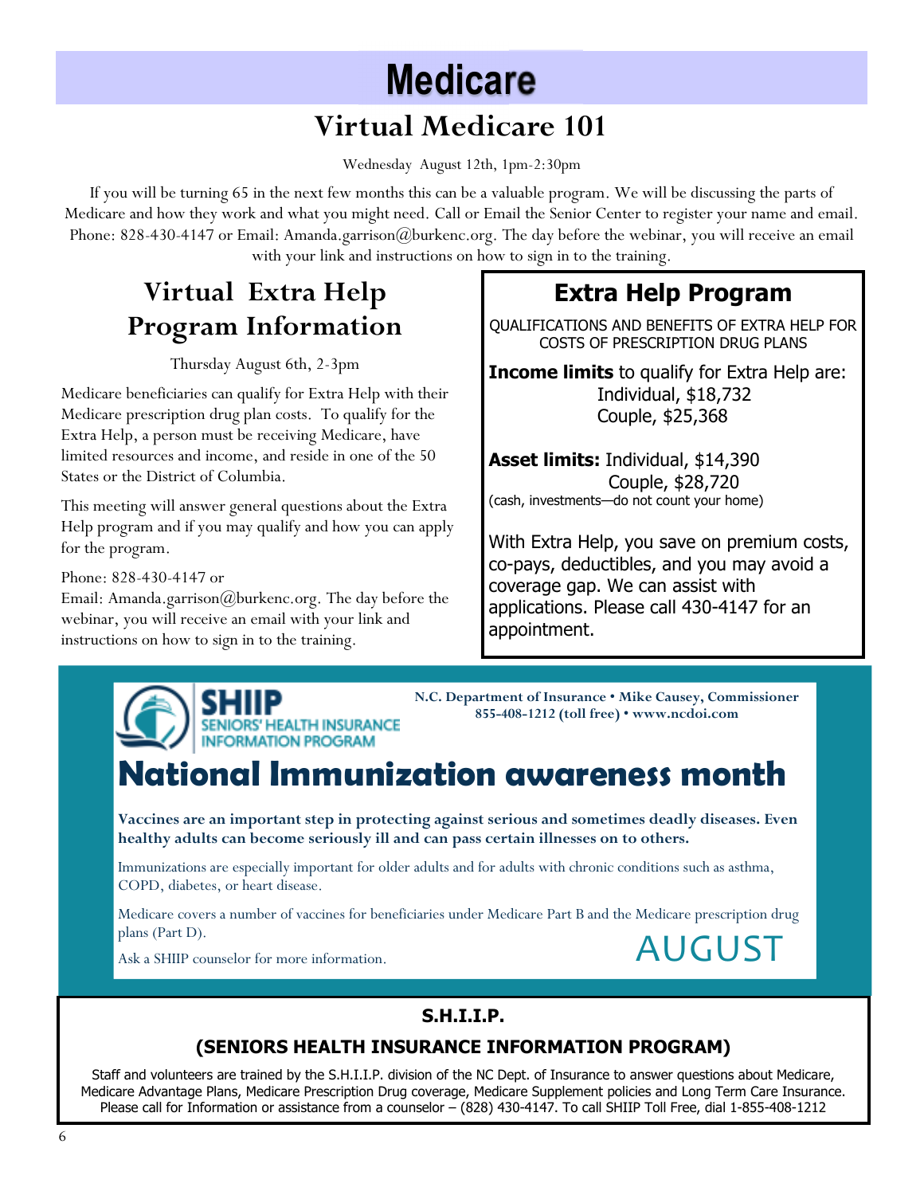# Medicare

## Virtual Medicare 101

Wednesday August 12th, 1pm-2:30pm

If you will be turning 65 in the next few months this can be a valuable program. We will be discussing the parts of Medicare and how they work and what you might need. Call or Email the Senior Center to register your name and email. Phone: 828-430-4147 or Email: Amanda.garrison@burkenc.org. The day before the webinar, you will receive an email with your link and instructions on how to sign in to the training.

## Virtual Extra Help Program Information

Thursday August 6th, 2-3pm

Medicare beneficiaries can qualify for Extra Help with their Medicare prescription drug plan costs. To qualify for the Extra Help, a person must be receiving Medicare, have limited resources and income, and reside in one of the 50 States or the District of Columbia.

This meeting will answer general questions about the Extra Help program and if you may qualify and how you can apply for the program.

Phone: 828-430-4147 or
Email: Amanda.garrison@burkenc.org. The day before the webinar, you will receive an email with your link and instructions on how to sign in to the training.

## Extra Help Program

QUALIFICATIONS AND BENEFITS OF EXTRA HELP FOR COSTS OF PRESCRIPTION DRUG PLANS

**Income limits** to qualify for Extra Help are:
Individual, $18,732
Couple, $25,368

**Asset limits:** Individual, $14,390
Couple, $28,720
(cash, investments—do not count your home)

With Extra Help, you save on premium costs, co-pays, deductibles, and you may avoid a coverage gap. We can assist with applications. Please call 430-4147 for an appointment.

**SHIIP** SENIORS' HEALTH INSURANCE INFORMATION PROGRAM

**N.C. Department of Insurance • Mike Causey, Commissioner**
**855-408-1212 (toll free) • www.ncdoi.com**

## National Immunization awareness month

**Vaccines are an important step in protecting against serious and sometimes deadly diseases. Even healthy adults can become seriously ill and can pass certain illnesses on to others.**

Immunizations are especially important for older adults and for adults with chronic conditions such as asthma, COPD, diabetes, or heart disease.

Medicare covers a number of vaccines for beneficiaries under Medicare Part B and the Medicare prescription drug plans (Part D).

Ask a SHIIP counselor for more information.

AUGUST

### S.H.I.I.P.

### (SENIORS HEALTH INSURANCE INFORMATION PROGRAM)

Staff and volunteers are trained by the S.H.I.I.P. division of the NC Dept. of Insurance to answer questions about Medicare, Medicare Advantage Plans, Medicare Prescription Drug coverage, Medicare Supplement policies and Long Term Care Insurance. Please call for Information or assistance from a counselor – (828) 430-4147. To call SHIIP Toll Free, dial 1-855-408-1212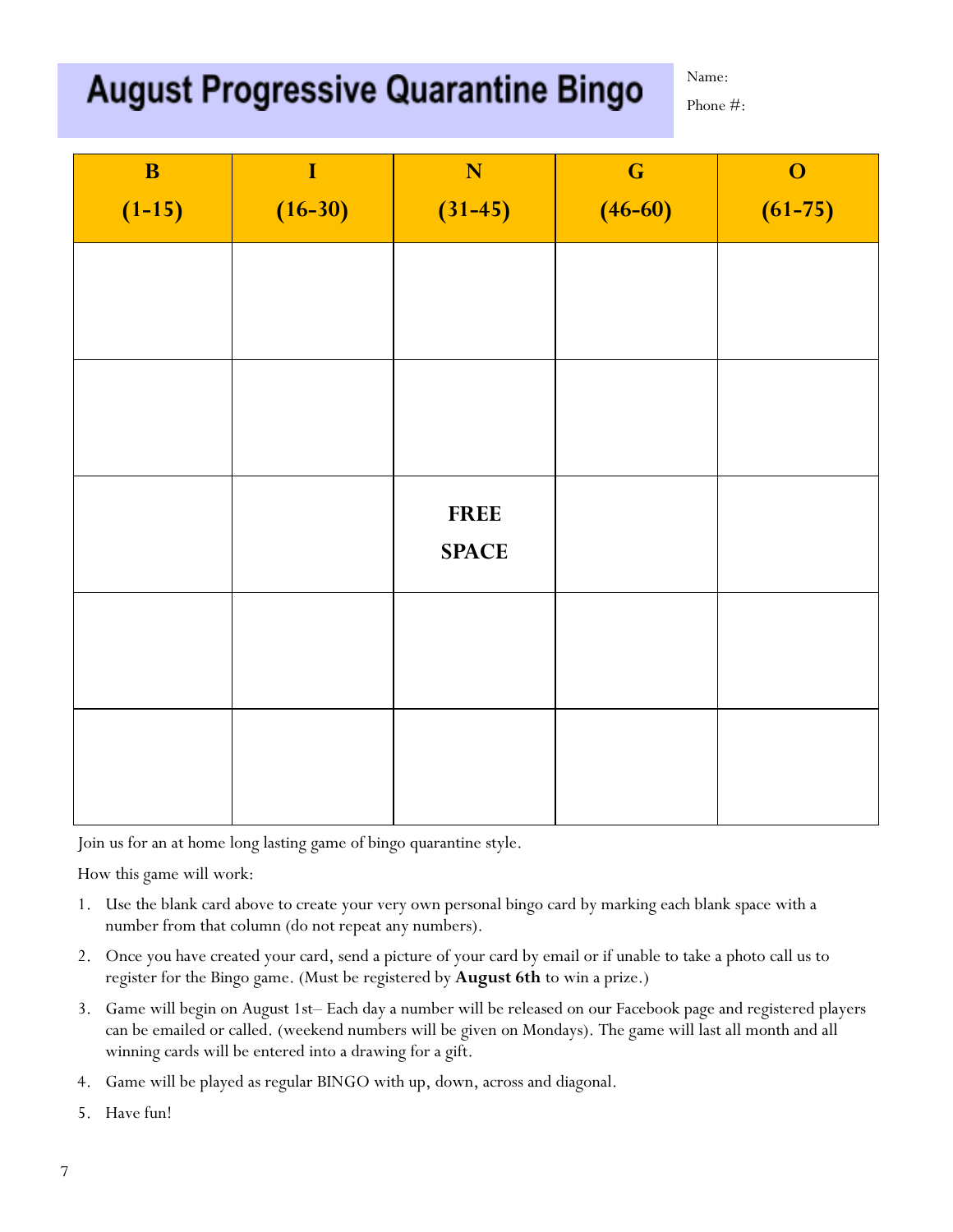# August Progressive Quarantine Bingo

Name:

Phone #:

| B (1-15) | I (16-30) | N (31-45) | G (46-60) | O (61-75) |
|---|---|---|---|---|
| | | | | |
| | | | | |
| | | **FREE SPACE** | | |
| | | | | |
| | | | | |

Join us for an at home long lasting game of bingo quarantine style.

How this game will work:

1. Use the blank card above to create your very own personal bingo card by marking each blank space with a number from that column (do not repeat any numbers).
2. Once you have created your card, send a picture of your card by email or if unable to take a photo call us to register for the Bingo game. (Must be registered by **August 6th** to win a prize.)
3. Game will begin on August 1st– Each day a number will be released on our Facebook page and registered players can be emailed or called. (weekend numbers will be given on Mondays). The game will last all month and all winning cards will be entered into a drawing for a gift.
4. Game will be played as regular BINGO with up, down, across and diagonal.
5. Have fun!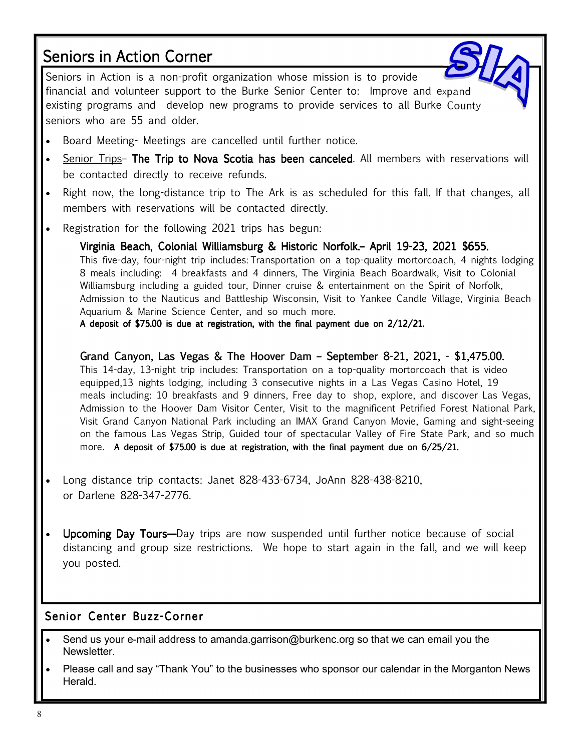## Seniors in Action Corner

Seniors in Action is a non-profit organization whose mission is to provide financial and volunteer support to the Burke Senior Center to: Improve and expand existing programs and develop new programs to provide services to all Burke County seniors who are 55 and older.

- Board Meeting- Meetings are cancelled until further notice.
- Senior Trips– **The Trip to Nova Scotia has been canceled**. All members with reservations will be contacted directly to receive refunds.
- Right now, the long-distance trip to The Ark is as scheduled for this fall. If that changes, all members with reservations will be contacted directly.
- Registration for the following 2021 trips has begun:

  **Virginia Beach, Colonial Williamsburg & Historic Norfolk.– April 19-23, 2021 $655.**
  This five-day, four-night trip includes: Transportation on a top-quality mortorcoach, 4 nights lodging 8 meals including: 4 breakfasts and 4 dinners, The Virginia Beach Boardwalk, Visit to Colonial Williamsburg including a guided tour, Dinner cruise & entertainment on the Spirit of Norfolk, Admission to the Nauticus and Battleship Wisconsin, Visit to Yankee Candle Village, Virginia Beach Aquarium & Marine Science Center, and so much more.
  **A deposit of $75.00 is due at registration, with the final payment due on 2/12/21.**

  **Grand Canyon, Las Vegas & The Hoover Dam – September 8-21, 2021, - $1,475.00.**
  This 14-day, 13-night trip includes: Transportation on a top-quality mortorcoach that is video equipped,13 nights lodging, including 3 consecutive nights in a Las Vegas Casino Hotel, 19 meals including: 10 breakfasts and 9 dinners, Free day to shop, explore, and discover Las Vegas, Admission to the Hoover Dam Visitor Center, Visit to the magnificent Petrified Forest National Park, Visit Grand Canyon National Park including an IMAX Grand Canyon Movie, Gaming and sight-seeing on the famous Las Vegas Strip, Guided tour of spectacular Valley of Fire State Park, and so much more. **A deposit of $75.00 is due at registration, with the final payment due on 6/25/21.**

- Long distance trip contacts: Janet 828-433-6734, JoAnn 828-438-8210, or Darlene 828-347-2776.

- **Upcoming Day Tours—**Day trips are now suspended until further notice because of social distancing and group size restrictions. We hope to start again in the fall, and we will keep you posted.

## Senior Center Buzz-Corner

- Send us your e-mail address to amanda.garrison@burkenc.org so that we can email you the Newsletter.
- Please call and say "Thank You" to the businesses who sponsor our calendar in the Morganton News Herald.